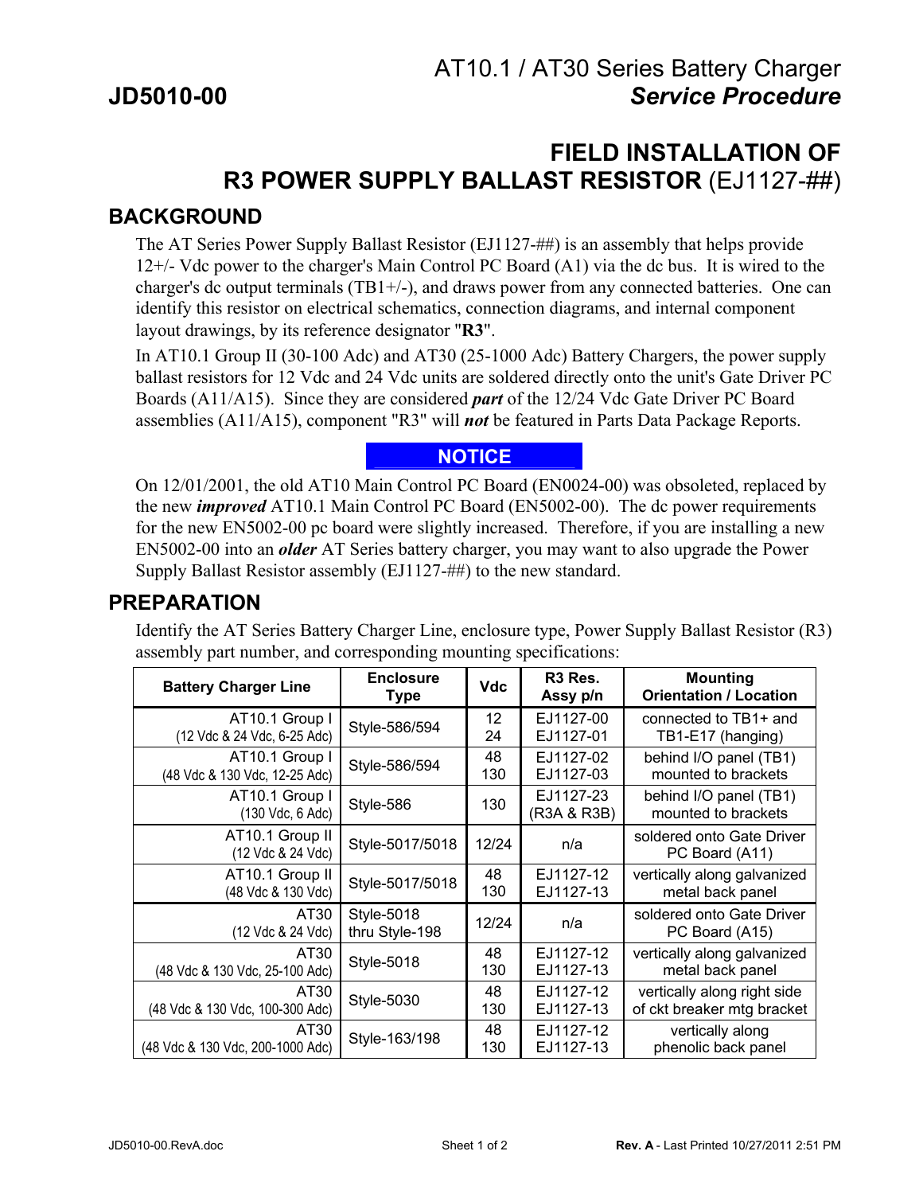# AT10.1 / AT30 Series Battery Charger

**JD5010-00** ***Service Procedure***

# FIELD INSTALLATION OF R3 POWER SUPPLY BALLAST RESISTOR (EJ1127-##)

## BACKGROUND

The AT Series Power Supply Ballast Resistor (EJ1127-##) is an assembly that helps provide 12+/- Vdc power to the charger's Main Control PC Board (A1) via the dc bus. It is wired to the charger's dc output terminals (TB1+/-), and draws power from any connected batteries. One can identify this resistor on electrical schematics, connection diagrams, and internal component layout drawings, by its reference designator "**R3**".

In AT10.1 Group II (30-100 Adc) and AT30 (25-1000 Adc) Battery Chargers, the power supply ballast resistors for 12 Vdc and 24 Vdc units are soldered directly onto the unit's Gate Driver PC Boards (A11/A15). Since they are considered ***part*** of the 12/24 Vdc Gate Driver PC Board assemblies (A11/A15), component "R3" will ***not*** be featured in Parts Data Package Reports.

**NOTICE**

On 12/01/2001, the old AT10 Main Control PC Board (EN0024-00) was obsoleted, replaced by the new ***improved*** AT10.1 Main Control PC Board (EN5002-00). The dc power requirements for the new EN5002-00 pc board were slightly increased. Therefore, if you are installing a new EN5002-00 into an ***older*** AT Series battery charger, you may want to also upgrade the Power Supply Ballast Resistor assembly (EJ1127-##) to the new standard.

## PREPARATION

Identify the AT Series Battery Charger Line, enclosure type, Power Supply Ballast Resistor (R3) assembly part number, and corresponding mounting specifications:

| Battery Charger Line | Enclosure Type | Vdc | R3 Res. Assy p/n | Mounting Orientation / Location |
|---|---|---|---|---|
| AT10.1 Group I (12 Vdc & 24 Vdc, 6-25 Adc) | Style-586/594 | 12<br>24 | EJ1127-00<br>EJ1127-01 | connected to TB1+ and TB1-E17 (hanging) |
| AT10.1 Group I (48 Vdc & 130 Vdc, 12-25 Adc) | Style-586/594 | 48<br>130 | EJ1127-02<br>EJ1127-03 | behind I/O panel (TB1) mounted to brackets |
| AT10.1 Group I (130 Vdc, 6 Adc) | Style-586 | 130 | EJ1127-23 (R3A & R3B) | behind I/O panel (TB1) mounted to brackets |
| AT10.1 Group II (12 Vdc & 24 Vdc) | Style-5017/5018 | 12/24 | n/a | soldered onto Gate Driver PC Board (A11) |
| AT10.1 Group II (48 Vdc & 130 Vdc) | Style-5017/5018 | 48<br>130 | EJ1127-12<br>EJ1127-13 | vertically along galvanized metal back panel |
| AT30 (12 Vdc & 24 Vdc) | Style-5018 thru Style-198 | 12/24 | n/a | soldered onto Gate Driver PC Board (A15) |
| AT30 (48 Vdc & 130 Vdc, 25-100 Adc) | Style-5018 | 48<br>130 | EJ1127-12<br>EJ1127-13 | vertically along galvanized metal back panel |
| AT30 (48 Vdc & 130 Vdc, 100-300 Adc) | Style-5030 | 48<br>130 | EJ1127-12<br>EJ1127-13 | vertically along right side of ckt breaker mtg bracket |
| AT30 (48 Vdc & 130 Vdc, 200-1000 Adc) | Style-163/198 | 48<br>130 | EJ1127-12<br>EJ1127-13 | vertically along phenolic back panel |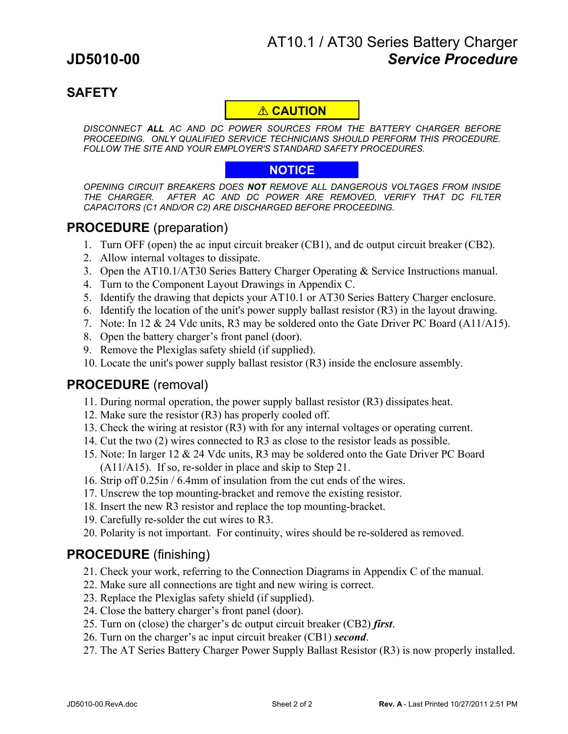# JD5010-00 AT10.1 / AT30 Series Battery Charger *Service Procedure*

## SAFETY

**⚠ CAUTION**

*DISCONNECT **ALL** AC AND DC POWER SOURCES FROM THE BATTERY CHARGER BEFORE PROCEEDING. ONLY QUALIFIED SERVICE TECHNICIANS SHOULD PERFORM THIS PROCEDURE. FOLLOW THE SITE AND YOUR EMPLOYER'S STANDARD SAFETY PROCEDURES.*

**NOTICE**

*OPENING CIRCUIT BREAKERS DOES **NOT** REMOVE ALL DANGEROUS VOLTAGES FROM INSIDE THE CHARGER. AFTER AC AND DC POWER ARE REMOVED, VERIFY THAT DC FILTER CAPACITORS (C1 AND/OR C2) ARE DISCHARGED BEFORE PROCEEDING.*

## PROCEDURE (preparation)

1. Turn OFF (open) the ac input circuit breaker (CB1), and dc output circuit breaker (CB2).
2. Allow internal voltages to dissipate.
3. Open the AT10.1/AT30 Series Battery Charger Operating & Service Instructions manual.
4. Turn to the Component Layout Drawings in Appendix C.
5. Identify the drawing that depicts your AT10.1 or AT30 Series Battery Charger enclosure.
6. Identify the location of the unit's power supply ballast resistor (R3) in the layout drawing.
7. Note: In 12 & 24 Vdc units, R3 may be soldered onto the Gate Driver PC Board (A11/A15).
8. Open the battery charger's front panel (door).
9. Remove the Plexiglas safety shield (if supplied).
10. Locate the unit's power supply ballast resistor (R3) inside the enclosure assembly.

## PROCEDURE (removal)

11. During normal operation, the power supply ballast resistor (R3) dissipates heat.
12. Make sure the resistor (R3) has properly cooled off.
13. Check the wiring at resistor (R3) with for any internal voltages or operating current.
14. Cut the two (2) wires connected to R3 as close to the resistor leads as possible.
15. Note: In larger 12 & 24 Vdc units, R3 may be soldered onto the Gate Driver PC Board (A11/A15). If so, re-solder in place and skip to Step 21.
16. Strip off 0.25in / 6.4mm of insulation from the cut ends of the wires.
17. Unscrew the top mounting-bracket and remove the existing resistor.
18. Insert the new R3 resistor and replace the top mounting-bracket.
19. Carefully re-solder the cut wires to R3.
20. Polarity is not important. For continuity, wires should be re-soldered as removed.

## PROCEDURE (finishing)

21. Check your work, referring to the Connection Diagrams in Appendix C of the manual.
22. Make sure all connections are tight and new wiring is correct.
23. Replace the Plexiglas safety shield (if supplied).
24. Close the battery charger's front panel (door).
25. Turn on (close) the charger's dc output circuit breaker (CB2) ***first***.
26. Turn on the charger's ac input circuit breaker (CB1) ***second***.
27. The AT Series Battery Charger Power Supply Ballast Resistor (R3) is now properly installed.